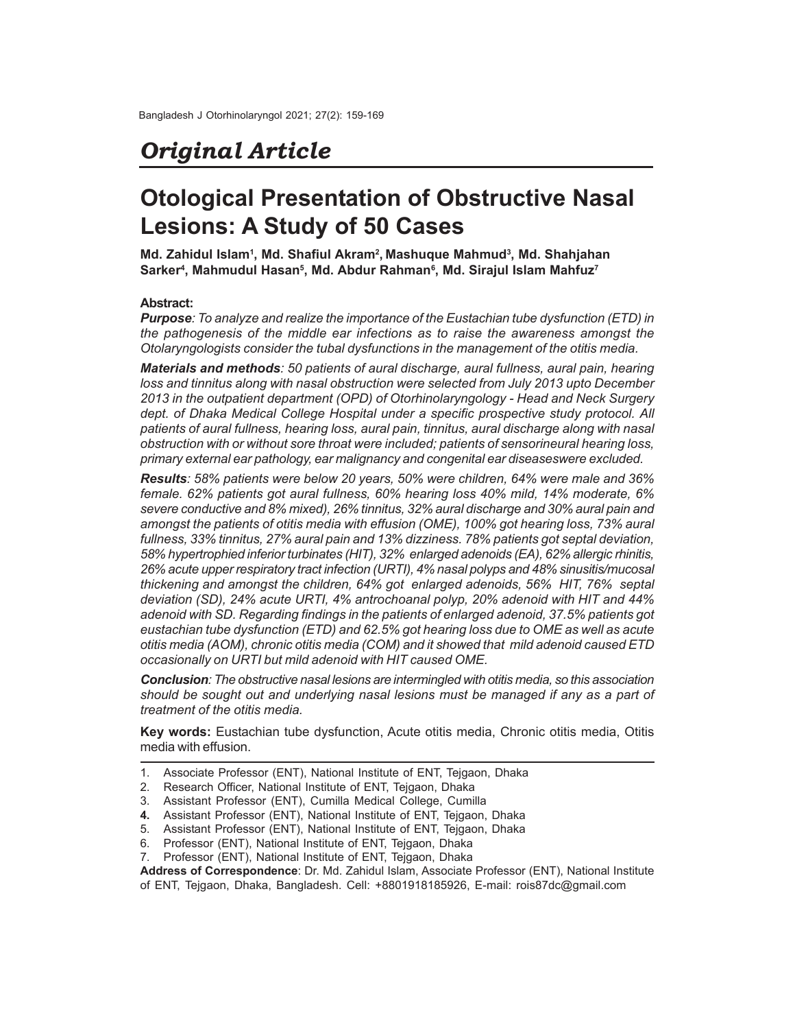## Original Article

# Otological Presentation of Obstructive Nasal Lesions: A Study of 50 Cases

**Md. Zahidul Islam[1], Md. Shafiul Akram[2], Mashuque Mahmud[3], Md. Shahjahan Sarker[4], Mahmudul Hasan[5], Md. Abdur Rahman[6], Md. Sirajul Islam Mahfuz[7]**

### Abstract:

***Purpose**: To analyze and realize the importance of the Eustachian tube dysfunction (ETD) in the pathogenesis of the middle ear infections as to raise the awareness amongst the Otolaryngologists consider the tubal dysfunctions in the management of the otitis media.*

***Materials and methods**: 50 patients of aural discharge, aural fullness, aural pain, hearing loss and tinnitus along with nasal obstruction were selected from July 2013 upto December 2013 in the outpatient department (OPD) of Otorhinolaryngology - Head and Neck Surgery dept. of Dhaka Medical College Hospital under a specific prospective study protocol. All patients of aural fullness, hearing loss, aural pain, tinnitus, aural discharge along with nasal obstruction with or without sore throat were included; patients of sensorineural hearing loss, primary external ear pathology, ear malignancy and congenital ear diseaseswere excluded.*

***Results**: 58% patients were below 20 years, 50% were children, 64% were male and 36% female. 62% patients got aural fullness, 60% hearing loss 40% mild, 14% moderate, 6% severe conductive and 8% mixed), 26% tinnitus, 32% aural discharge and 30% aural pain and amongst the patients of otitis media with effusion (OME), 100% got hearing loss, 73% aural fullness, 33% tinnitus, 27% aural pain and 13% dizziness. 78% patients got septal deviation, 58% hypertrophied inferior turbinates (HIT), 32% enlarged adenoids (EA), 62% allergic rhinitis, 26% acute upper respiratory tract infection (URTI), 4% nasal polyps and 48% sinusitis/mucosal thickening and amongst the children, 64% got enlarged adenoids, 56% HIT, 76% septal deviation (SD), 24% acute URTI, 4% antrochoanal polyp, 20% adenoid with HIT and 44% adenoid with SD. Regarding findings in the patients of enlarged adenoid, 37.5% patients got eustachian tube dysfunction (ETD) and 62.5% got hearing loss due to OME as well as acute otitis media (AOM), chronic otitis media (COM) and it showed that mild adenoid caused ETD occasionally on URTI but mild adenoid with HIT caused OME.*

***Conclusion**: The obstructive nasal lesions are intermingled with otitis media, so this association should be sought out and underlying nasal lesions must be managed if any as a part of treatment of the otitis media.*

**Key words:** Eustachian tube dysfunction, Acute otitis media, Chronic otitis media, Otitis media with effusion.

---

1. Associate Professor (ENT), National Institute of ENT, Tejgaon, Dhaka
2. Research Officer, National Institute of ENT, Tejgaon, Dhaka
3. Assistant Professor (ENT), Cumilla Medical College, Cumilla
4. Assistant Professor (ENT), National Institute of ENT, Tejgaon, Dhaka
5. Assistant Professor (ENT), National Institute of ENT, Tejgaon, Dhaka
6. Professor (ENT), National Institute of ENT, Tejgaon, Dhaka
7. Professor (ENT), National Institute of ENT, Tejgaon, Dhaka

**Address of Correspondence**: Dr. Md. Zahidul Islam, Associate Professor (ENT), National Institute of ENT, Tejgaon, Dhaka, Bangladesh. Cell: +8801918185926, E-mail: rois87dc@gmail.com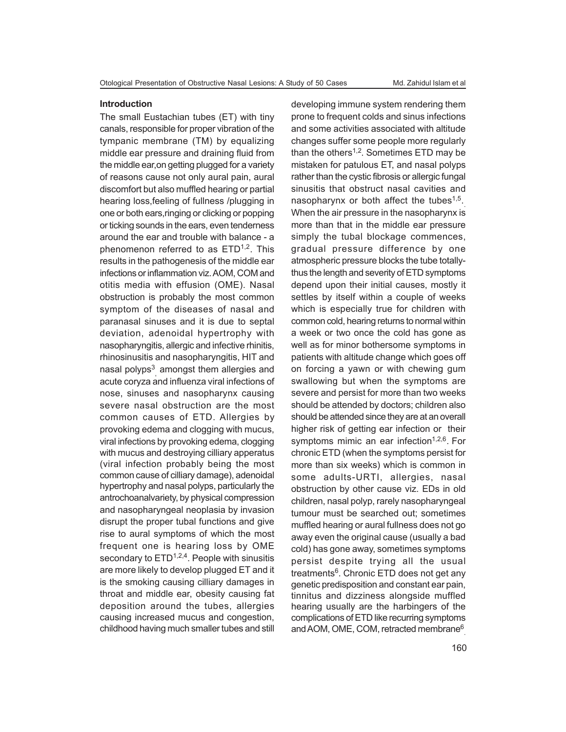## Introduction

The small Eustachian tubes (ET) with tiny canals, responsible for proper vibration of the tympanic membrane (TM) by equalizing middle ear pressure and draining fluid from the middle ear,on getting plugged for a variety of reasons cause not only aural pain, aural discomfort but also muffled hearing or partial hearing loss,feeling of fullness /plugging in one or both ears,ringing or clicking or popping or ticking sounds in the ears, even tenderness around the ear and trouble with balance - a phenomenon referred to as ETD[1,2]. This results in the pathogenesis of the middle ear infections or inflammation viz. AOM, COM and otitis media with effusion (OME). Nasal obstruction is probably the most common symptom of the diseases of nasal and paranasal sinuses and it is due to septal deviation, adenoidal hypertrophy with nasopharyngitis, allergic and infective rhinitis, rhinosinusitis and nasopharyngitis, HIT and nasal polyps[3] amongst them allergies and acute coryza and influenza viral infections of nose, sinuses and nasopharynx causing severe nasal obstruction are the most common causes of ETD. Allergies by provoking edema and clogging with mucus, viral infections by provoking edema, clogging with mucus and destroying cilliary apperatus (viral infection probably being the most common cause of cilliary damage), adenoidal hypertrophy and nasal polyps, particularly the antrochoanalvariety, by physical compression and nasopharyngeal neoplasia by invasion disrupt the proper tubal functions and give rise to aural symptoms of which the most frequent one is hearing loss by OME secondary to ETD[1,2,4]. People with sinusitis are more likely to develop plugged ET and it is the smoking causing cilliary damages in throat and middle ear, obesity causing fat deposition around the tubes, allergies causing increased mucus and congestion, childhood having much smaller tubes and still developing immune system rendering them prone to frequent colds and sinus infections and some activities associated with altitude changes suffer some people more regularly than the others[1,2]. Sometimes ETD may be mistaken for patulous ET, and nasal polyps rather than the cystic fibrosis or allergic fungal sinusitis that obstruct nasal cavities and nasopharynx or both affect the tubes[1,5]. When the air pressure in the nasopharynx is more than that in the middle ear pressure simply the tubal blockage commences, gradual pressure difference by one atmospheric pressure blocks the tube totally-thus the length and severity of ETD symptoms depend upon their initial causes, mostly it settles by itself within a couple of weeks which is especially true for children with common cold, hearing returns to normal within a week or two once the cold has gone as well as for minor bothersome symptoms in patients with altitude change which goes off on forcing a yawn or with chewing gum swallowing but when the symptoms are severe and persist for more than two weeks should be attended by doctors; children also should be attended since they are at an overall higher risk of getting ear infection or their symptoms mimic an ear infection[1,2,6]. For chronic ETD (when the symptoms persist for more than six weeks) which is common in some adults-URTI, allergies, nasal obstruction by other cause viz. EDs in old children, nasal polyp, rarely nasopharyngeal tumour must be searched out; sometimes muffled hearing or aural fullness does not go away even the original cause (usually a bad cold) has gone away, sometimes symptoms persist despite trying all the usual treatments[6]. Chronic ETD does not get any genetic predisposition and constant ear pain, tinnitus and dizziness alongside muffled hearing usually are the harbingers of the complications of ETD like recurring symptoms and AOM, OME, COM, retracted membrane[6].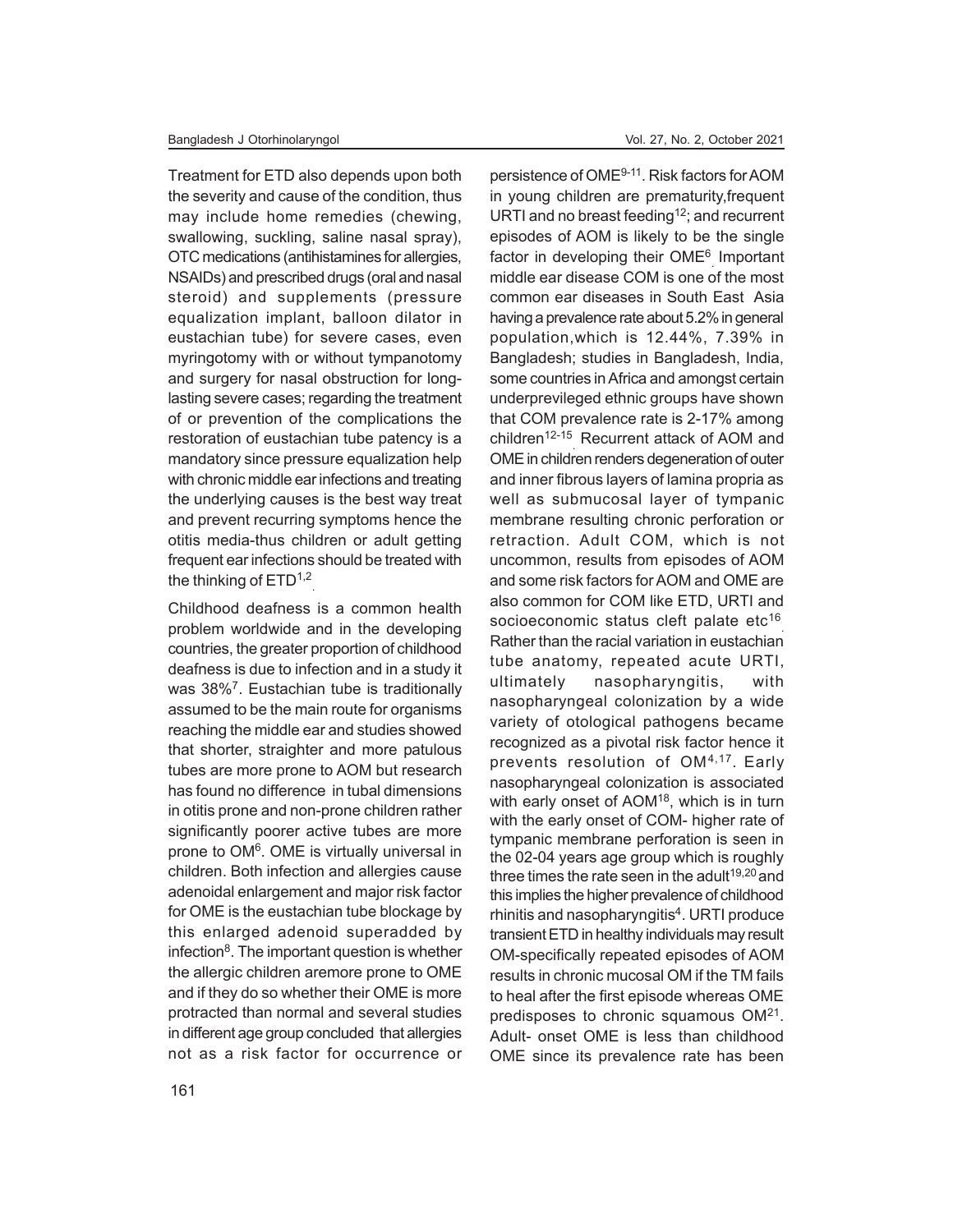Treatment for ETD also depends upon both the severity and cause of the condition, thus may include home remedies (chewing, swallowing, suckling, saline nasal spray), OTC medications (antihistamines for allergies, NSAIDs) and prescribed drugs (oral and nasal steroid) and supplements (pressure equalization implant, balloon dilator in eustachian tube) for severe cases, even myringotomy with or without tympanotomy and surgery for nasal obstruction for long-lasting severe cases; regarding the treatment of or prevention of the complications the restoration of eustachian tube patency is a mandatory since pressure equalization help with chronic middle ear infections and treating the underlying causes is the best way treat and prevent recurring symptoms hence the otitis media-thus children or adult getting frequent ear infections should be treated with the thinking of ETD[1,2].

Childhood deafness is a common health problem worldwide and in the developing countries, the greater proportion of childhood deafness is due to infection and in a study it was 38%[7]. Eustachian tube is traditionally assumed to be the main route for organisms reaching the middle ear and studies showed that shorter, straighter and more patulous tubes are more prone to AOM but research has found no difference in tubal dimensions in otitis prone and non-prone children rather significantly poorer active tubes are more prone to OM[6]. OME is virtually universal in children. Both infection and allergies cause adenoidal enlargement and major risk factor for OME is the eustachian tube blockage by this enlarged adenoid superadded by infection[8]. The important question is whether the allergic children aremore prone to OME and if they do so whether their OME is more protracted than normal and several studies in different age group concluded that allergies not as a risk factor for occurrence or persistence of OME[9-11]. Risk factors for AOM in young children are prematurity,frequent URTI and no breast feeding[12]; and recurrent episodes of AOM is likely to be the single factor in developing their OME[6]. Important middle ear disease COM is one of the most common ear diseases in South East Asia having a prevalence rate about 5.2% in general population,which is 12.44%, 7.39% in Bangladesh; studies in Bangladesh, India, some countries in Africa and amongst certain underprevileged ethnic groups have shown that COM prevalence rate is 2-17% among children[12-15]. Recurrent attack of AOM and OME in children renders degeneration of outer and inner fibrous layers of lamina propria as well as submucosal layer of tympanic membrane resulting chronic perforation or retraction. Adult COM, which is not uncommon, results from episodes of AOM and some risk factors for AOM and OME are also common for COM like ETD, URTI and socioeconomic status cleft palate etc[16]. Rather than the racial variation in eustachian tube anatomy, repeated acute URTI, ultimately nasopharyngitis, with nasopharyngeal colonization by a wide variety of otological pathogens became recognized as a pivotal risk factor hence it prevents resolution of OM[4,17]. Early nasopharyngeal colonization is associated with early onset of AOM[18], which is in turn with the early onset of COM- higher rate of tympanic membrane perforation is seen in the 02-04 years age group which is roughly three times the rate seen in the adult[19,20] and this implies the higher prevalence of childhood rhinitis and nasopharyngitis[4]. URTI produce transient ETD in healthy individuals may result OM-specifically repeated episodes of AOM results in chronic mucosal OM if the TM fails to heal after the first episode whereas OME predisposes to chronic squamous OM[21]. Adult- onset OME is less than childhood OME since its prevalence rate has been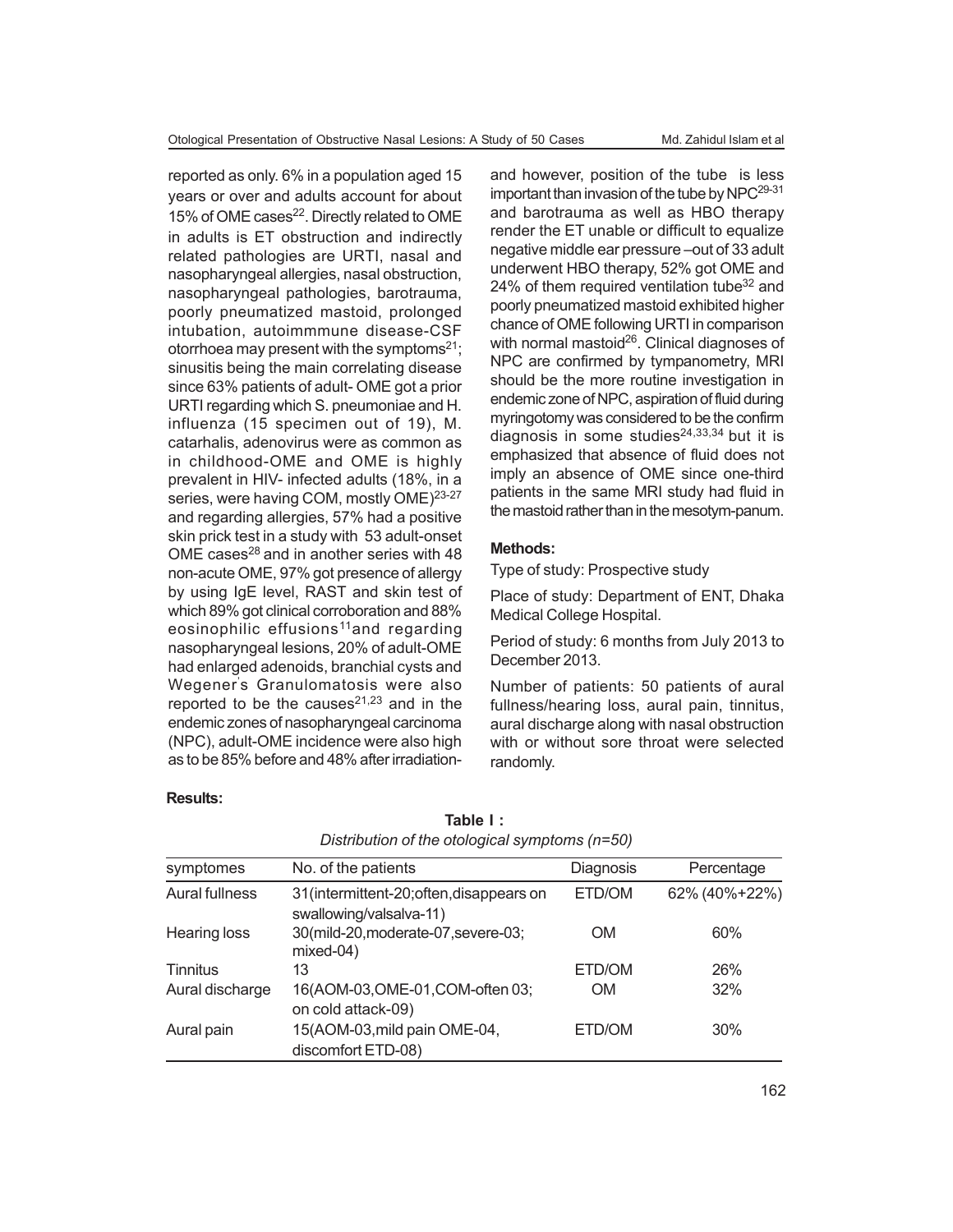reported as only. 6% in a population aged 15 years or over and adults account for about 15% of OME cases[22]. Directly related to OME in adults is ET obstruction and indirectly related pathologies are URTI, nasal and nasopharyngeal allergies, nasal obstruction, nasopharyngeal pathologies, barotrauma, poorly pneumatized mastoid, prolonged intubation, autoimmmune disease-CSF otorrhoea may present with the symptoms[21]; sinusitis being the main correlating disease since 63% patients of adult- OME got a prior URTI regarding which S. pneumoniae and H. influenza (15 specimen out of 19), M. catarhalis, adenovirus were as common as in childhood-OME and OME is highly prevalent in HIV- infected adults (18%, in a series, were having COM, mostly OME)[23-27] and regarding allergies, 57% had a positive skin prick test in a study with 53 adult-onset OME cases[28] and in another series with 48 non-acute OME, 97% got presence of allergy by using IgE level, RAST and skin test of which 89% got clinical corroboration and 88% eosinophilic effusions[11]and regarding nasopharyngeal lesions, 20% of adult-OME had enlarged adenoids, branchial cysts and Wegener's Granulomatosis were also reported to be the causes[21,23] and in the endemic zones of nasopharyngeal carcinoma (NPC), adult-OME incidence were also high as to be 85% before and 48% after irradiation-and however, position of the tube is less important than invasion of the tube by NPC[29-31] and barotrauma as well as HBO therapy render the ET unable or difficult to equalize negative middle ear pressure –out of 33 adult underwent HBO therapy, 52% got OME and 24% of them required ventilation tube[32] and poorly pneumatized mastoid exhibited higher chance of OME following URTI in comparison with normal mastoid[26]. Clinical diagnoses of NPC are confirmed by tympanometry, MRI should be the more routine investigation in endemic zone of NPC, aspiration of fluid during myringotomy was considered to be the confirm diagnosis in some studies[24,33,34] but it is emphasized that absence of fluid does not imply an absence of OME since one-third patients in the same MRI study had fluid in the mastoid rather than in the mesotym-panum.

## Methods:

Type of study: Prospective study

Place of study: Department of ENT, Dhaka Medical College Hospital.

Period of study: 6 months from July 2013 to December 2013.

Number of patients: 50 patients of aural fullness/hearing loss, aural pain, tinnitus, aural discharge along with nasal obstruction with or without sore throat were selected randomly.

## Results:

**Table I :**
*Distribution of the otological symptoms (n=50)*

| symptomes | No. of the patients | Diagnosis | Percentage |
|---|---|---|---|
| Aural fullness | 31(intermittent-20;often,disappears on swallowing/valsalva-11) | ETD/OM | 62% (40%+22%) |
| Hearing loss | 30(mild-20,moderate-07,severe-03; mixed-04) | OM | 60% |
| Tinnitus | 13 | ETD/OM | 26% |
| Aural discharge | 16(AOM-03,OME-01,COM-often 03; on cold attack-09) | OM | 32% |
| Aural pain | 15(AOM-03,mild pain OME-04, discomfort ETD-08) | ETD/OM | 30% |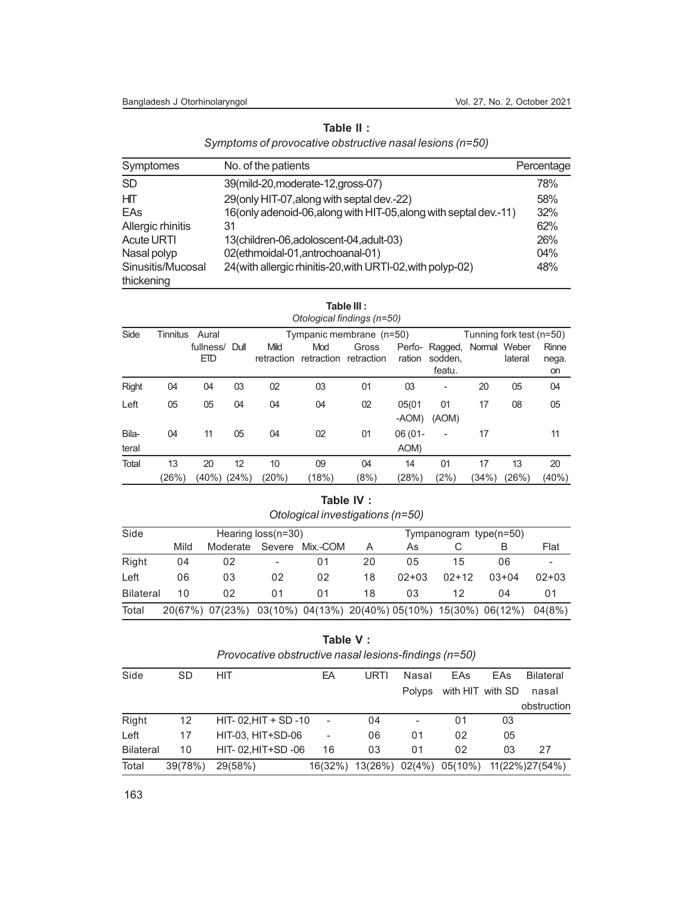**Table II :**

*Symptoms of provocative obstructive nasal lesions (n=50)*

| Symptomes | No. of the patients | Percentage |
|---|---|---|
| SD | 39(mild-20,moderate-12,gross-07) | 78% |
| HIT | 29(only HIT-07,along with septal dev.-22) | 58% |
| EAs | 16(only adenoid-06,along with HIT-05,along with septal dev.-11) | 32% |
| Allergic rhinitis | 31 | 62% |
| Acute URTI | 13(children-06,adoloscent-04,adult-03) | 26% |
| Nasal polyp | 02(ethmoidal-01,antrochoanal-01) | 04% |
| Sinusitis/Mucosal thickening | 24(with allergic rhinitis-20,with URTI-02,with polyp-02) | 48% |

**Table III :**

*Otological findings (n=50)*

| Side | Tinnitus | Aural fullness/ ETD | Dull | Tympanic membrane (n=50) | | | | | Tunning fork test (n=50) | | |
|---|---|---|---|---|---|---|---|---|---|---|---|
| | | | | Mild retraction | Mod retraction | Gross retraction | Perfo-ration | Ragged, sodden, featu. | Normal | Weber lateral | Rinne nega. on |
| Right | 04 | 04 | 03 | 02 | 03 | 01 | 03 | - | 20 | 05 | 04 |
| Left | 05 | 05 | 04 | 04 | 04 | 02 | 05(01 -AOM) | 01 (AOM) | 17 | 08 | 05 |
| Bila-teral | 04 | 11 | 05 | 04 | 02 | 01 | 06 (01-AOM) | - | 17 | | 11 |
| Total | 13 (26%) | 20 (40%) | 12 (24%) | 10 (20%) | 09 (18%) | 04 (8%) | 14 (28%) | 01 (2%) | 17 (34%) | 13 (26%) | 20 (40%) |

**Table IV :**

*Otological investigations (n=50)*

| Side | Hearing loss(n=30) | | | | Tympanogram type(n=50) | | | | |
|---|---|---|---|---|---|---|---|---|---|
| | Mild | Moderate | Severe | Mix.-COM | A | As | C | B | Flat |
| Right | 04 | 02 | - | 01 | 20 | 05 | 15 | 06 | - |
| Left | 06 | 03 | 02 | 02 | 18 | 02+03 | 02+12 | 03+04 | 02+03 |
| Bilateral | 10 | 02 | 01 | 01 | 18 | 03 | 12 | 04 | 01 |
| Total | 20(67%) | 07(23%) | 03(10%) | 04(13%) | 20(40%) | 05(10%) | 15(30%) | 06(12%) | 04(8%) |

**Table V :**

*Provocative obstructive nasal lesions-findings (n=50)*

| Side | SD | HIT | EA | URTI | Nasal Polyps | EAs with HIT | EAs with SD | Bilateral nasal obstruction |
|---|---|---|---|---|---|---|---|---|
| Right | 12 | HIT- 02,HIT + SD -10 | - | 04 | - | 01 | 03 | |
| Left | 17 | HIT-03, HIT+SD-06 | - | 06 | 01 | 02 | 05 | |
| Bilateral | 10 | HIT- 02,HIT+SD -06 | 16 | 03 | 01 | 02 | 03 | 27 |
| Total | 39(78%) | 29(58%) | 16(32%) | 13(26%) | 02(4%) | 05(10%) | 11(22%) | 27(54%) |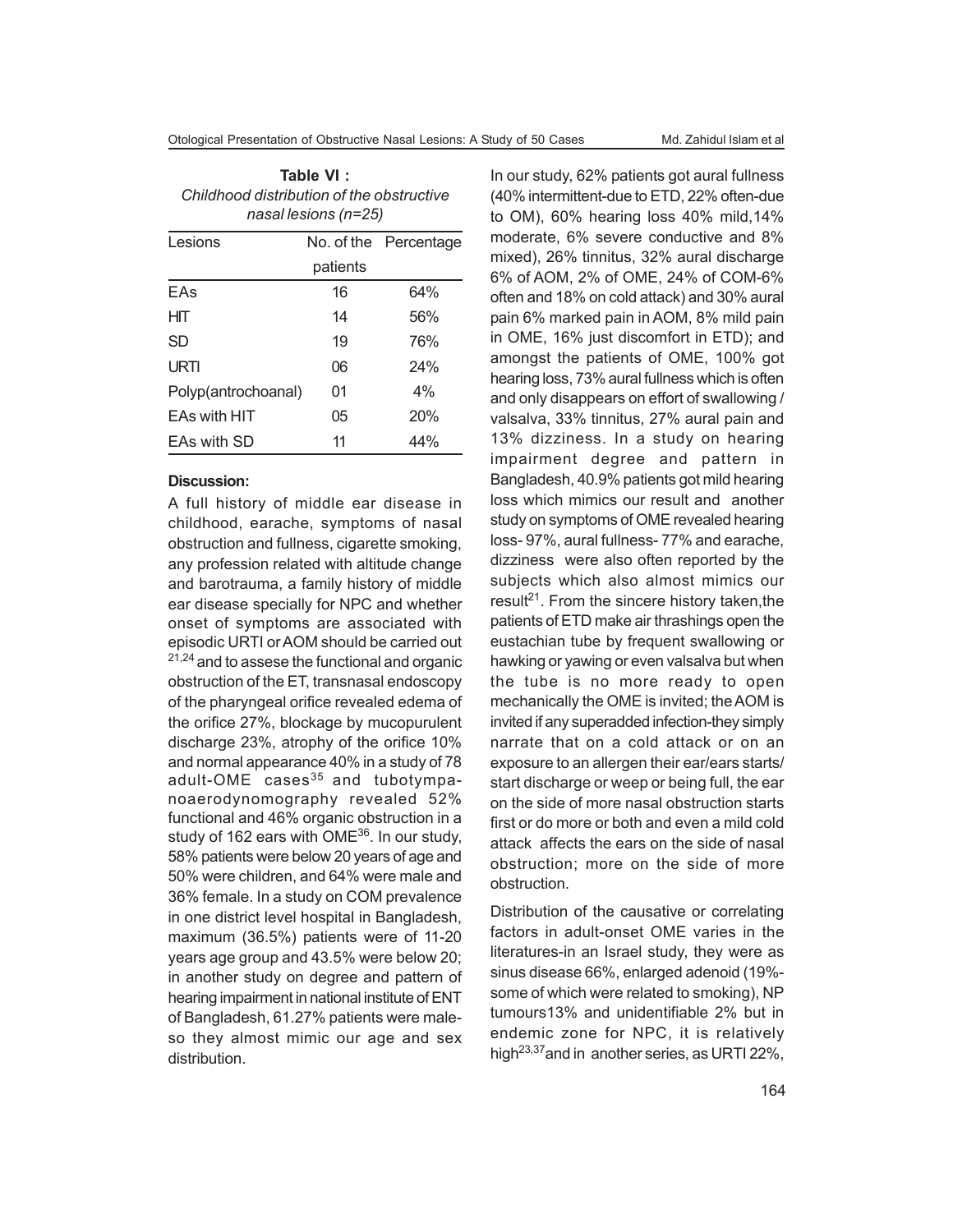**Table VI :**
*Childhood distribution of the obstructive nasal lesions (n=25)*

| Lesions | No. of the patients | Percentage |
|---|---|---|
| EAs | 16 | 64% |
| HIT | 14 | 56% |
| SD | 19 | 76% |
| URTI | 06 | 24% |
| Polyp(antrochoanal) | 01 | 4% |
| EAs with HIT | 05 | 20% |
| EAs with SD | 11 | 44% |

**Discussion:**

A full history of middle ear disease in childhood, earache, symptoms of nasal obstruction and fullness, cigarette smoking, any profession related with altitude change and barotrauma, a family history of middle ear disease specially for NPC and whether onset of symptoms are associated with episodic URTI or AOM should be carried out [21,24] and to assese the functional and organic obstruction of the ET, transnasal endoscopy of the pharyngeal orifice revealed edema of the orifice 27%, blockage by mucopurulent discharge 23%, atrophy of the orifice 10% and normal appearance 40% in a study of 78 adult-OME cases[35] and tubotympanoaerodynomography revealed 52% functional and 46% organic obstruction in a study of 162 ears with OME[36]. In our study, 58% patients were below 20 years of age and 50% were children, and 64% were male and 36% female. In a study on COM prevalence in one district level hospital in Bangladesh, maximum (36.5%) patients were of 11-20 years age group and 43.5% were below 20; in another study on degree and pattern of hearing impairment in national institute of ENT of Bangladesh, 61.27% patients were male-so they almost mimic our age and sex distribution.

In our study, 62% patients got aural fullness (40% intermittent-due to ETD, 22% often-due to OM), 60% hearing loss 40% mild,14% moderate, 6% severe conductive and 8% mixed), 26% tinnitus, 32% aural discharge 6% of AOM, 2% of OME, 24% of COM-6% often and 18% on cold attack) and 30% aural pain 6% marked pain in AOM, 8% mild pain in OME, 16% just discomfort in ETD); and amongst the patients of OME, 100% got hearing loss, 73% aural fullness which is often and only disappears on effort of swallowing / valsalva, 33% tinnitus, 27% aural pain and 13% dizziness. In a study on hearing impairment degree and pattern in Bangladesh, 40.9% patients got mild hearing loss which mimics our result and another study on symptoms of OME revealed hearing loss- 97%, aural fullness- 77% and earache, dizziness were also often reported by the subjects which also almost mimics our result[21]. From the sincere history taken,the patients of ETD make air thrashings open the eustachian tube by frequent swallowing or hawking or yawing or even valsalva but when the tube is no more ready to open mechanically the OME is invited; the AOM is invited if any superadded infection-they simply narrate that on a cold attack or on an exposure to an allergen their ear/ears starts/ start discharge or weep or being full, the ear on the side of more nasal obstruction starts first or do more or both and even a mild cold attack affects the ears on the side of nasal obstruction; more on the side of more obstruction.

Distribution of the causative or correlating factors in adult-onset OME varies in the literatures-in an Israel study, they were as sinus disease 66%, enlarged adenoid (19%-some of which were related to smoking), NP tumours13% and unidentifiable 2% but in endemic zone for NPC, it is relatively high[23,37]and in another series, as URTI 22%,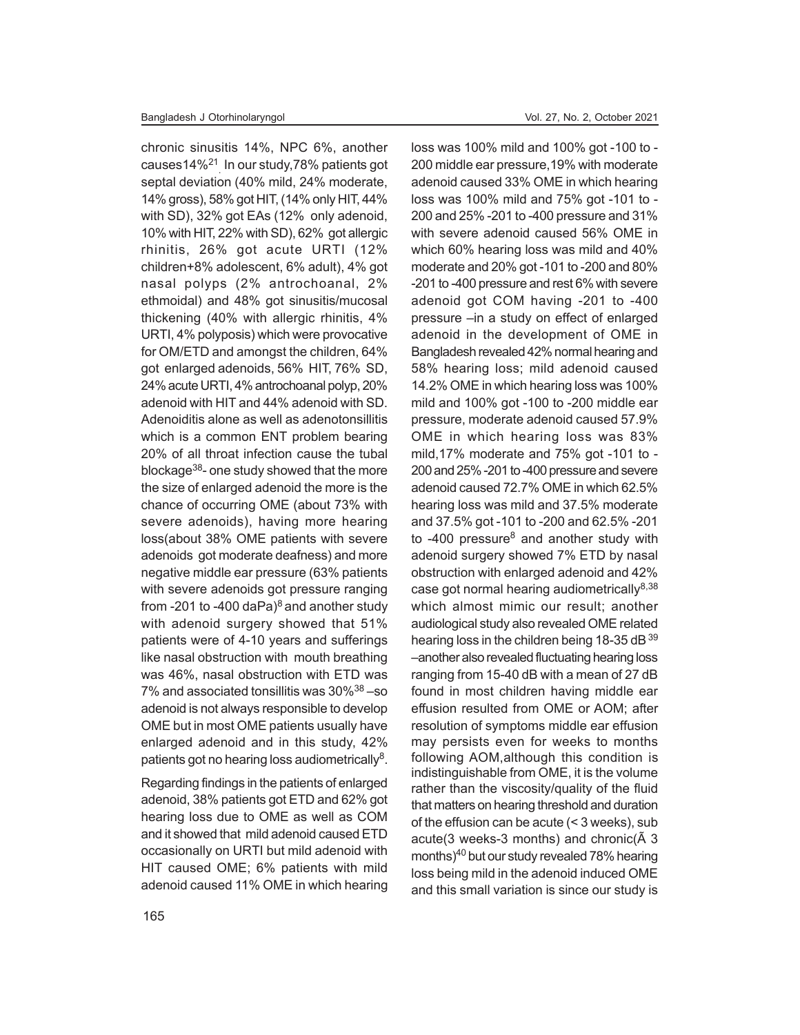chronic sinusitis 14%, NPC 6%, another causes14%[21]. In our study,78% patients got septal deviation (40% mild, 24% moderate, 14% gross), 58% got HIT, (14% only HIT, 44% with SD), 32% got EAs (12% only adenoid, 10% with HIT, 22% with SD), 62% got allergic rhinitis, 26% got acute URTI (12% children+8% adolescent, 6% adult), 4% got nasal polyps (2% antrochoanal, 2% ethmoidal) and 48% got sinusitis/mucosal thickening (40% with allergic rhinitis, 4% URTI, 4% polyposis) which were provocative for OM/ETD and amongst the children, 64% got enlarged adenoids, 56% HIT, 76% SD, 24% acute URTI, 4% antrochoanal polyp, 20% adenoid with HIT and 44% adenoid with SD. Adenoiditis alone as well as adenotonsillitis which is a common ENT problem bearing 20% of all throat infection cause the tubal blockage[38]- one study showed that the more the size of enlarged adenoid the more is the chance of occurring OME (about 73% with severe adenoids), having more hearing loss(about 38% OME patients with severe adenoids got moderate deafness) and more negative middle ear pressure (63% patients with severe adenoids got pressure ranging from -201 to -400 daPa)[8] and another study with adenoid surgery showed that 51% patients were of 4-10 years and sufferings like nasal obstruction with mouth breathing was 46%, nasal obstruction with ETD was 7% and associated tonsillitis was 30%[38] –so adenoid is not always responsible to develop OME but in most OME patients usually have enlarged adenoid and in this study, 42% patients got no hearing loss audiometrically[8].

Regarding findings in the patients of enlarged adenoid, 38% patients got ETD and 62% got hearing loss due to OME as well as COM and it showed that mild adenoid caused ETD occasionally on URTI but mild adenoid with HIT caused OME; 6% patients with mild adenoid caused 11% OME in which hearing loss was 100% mild and 100% got -100 to -200 middle ear pressure,19% with moderate adenoid caused 33% OME in which hearing loss was 100% mild and 75% got -101 to -200 and 25% -201 to -400 pressure and 31% with severe adenoid caused 56% OME in which 60% hearing loss was mild and 40% moderate and 20% got -101 to -200 and 80% -201 to -400 pressure and rest 6% with severe adenoid got COM having -201 to -400 pressure –in a study on effect of enlarged adenoid in the development of OME in Bangladesh revealed 42% normal hearing and 58% hearing loss; mild adenoid caused 14.2% OME in which hearing loss was 100% mild and 100% got -100 to -200 middle ear pressure, moderate adenoid caused 57.9% OME in which hearing loss was 83% mild,17% moderate and 75% got -101 to -200 and 25% -201 to -400 pressure and severe adenoid caused 72.7% OME in which 62.5% hearing loss was mild and 37.5% moderate and 37.5% got -101 to -200 and 62.5% -201 to -400 pressure[8] and another study with adenoid surgery showed 7% ETD by nasal obstruction with enlarged adenoid and 42% case got normal hearing audiometrically[8,38] which almost mimic our result; another audiological study also revealed OME related hearing loss in the children being 18-35 dB [39] –another also revealed fluctuating hearing loss ranging from 15-40 dB with a mean of 27 dB found in most children having middle ear effusion resulted from OME or AOM; after resolution of symptoms middle ear effusion may persists even for weeks to months following AOM,although this condition is indistinguishable from OME, it is the volume rather than the viscosity/quality of the fluid that matters on hearing threshold and duration of the effusion can be acute (< 3 weeks), sub acute(3 weeks-3 months) and chronic(Ã 3 months)[40] but our study revealed 78% hearing loss being mild in the adenoid induced OME and this small variation is since our study is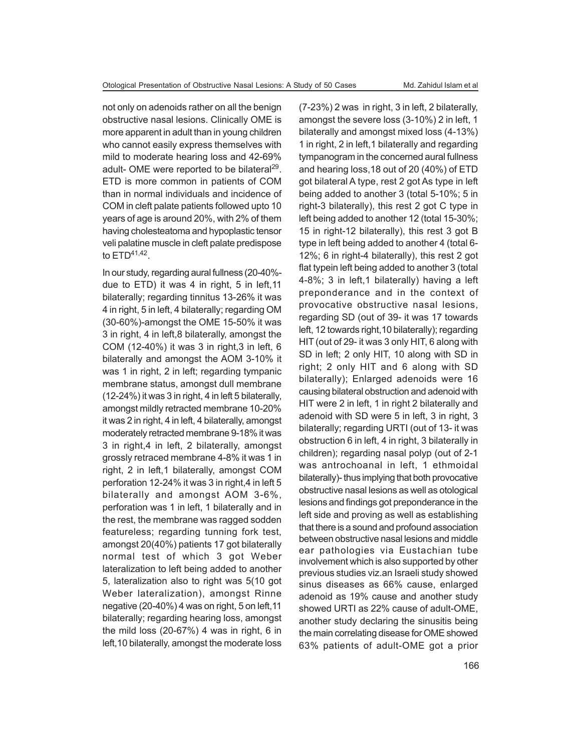not only on adenoids rather on all the benign obstructive nasal lesions. Clinically OME is more apparent in adult than in young children who cannot easily express themselves with mild to moderate hearing loss and 42-69% adult- OME were reported to be bilateral[29]. ETD is more common in patients of COM than in normal individuals and incidence of COM in cleft palate patients followed upto 10 years of age is around 20%, with 2% of them having cholesteatoma and hypoplastic tensor veli palatine muscle in cleft palate predispose to ETD[41,42].

In our study, regarding aural fullness (20-40%-due to ETD) it was 4 in right, 5 in left,11 bilaterally; regarding tinnitus 13-26% it was 4 in right, 5 in left, 4 bilaterally; regarding OM (30-60%)-amongst the OME 15-50% it was 3 in right, 4 in left,8 bilaterally, amongst the COM (12-40%) it was 3 in right,3 in left, 6 bilaterally and amongst the AOM 3-10% it was 1 in right, 2 in left; regarding tympanic membrane status, amongst dull membrane (12-24%) it was 3 in right, 4 in left 5 bilaterally, amongst mildly retracted membrane 10-20% it was 2 in right, 4 in left, 4 bilaterally, amongst moderately retracted membrane 9-18% it was 3 in right,4 in left, 2 bilaterally, amongst grossly retraced membrane 4-8% it was 1 in right, 2 in left,1 bilaterally, amongst COM perforation 12-24% it was 3 in right,4 in left 5 bilaterally and amongst AOM 3-6%, perforation was 1 in left, 1 bilaterally and in the rest, the membrane was ragged sodden featureless; regarding tunning fork test, amongst 20(40%) patients 17 got bilaterally normal test of which 3 got Weber lateralization to left being added to another 5, lateralization also to right was 5(10 got Weber lateralization), amongst Rinne negative (20-40%) 4 was on right, 5 on left,11 bilaterally; regarding hearing loss, amongst the mild loss (20-67%) 4 was in right, 6 in left,10 bilaterally, amongst the moderate loss (7-23%) 2 was in right, 3 in left, 2 bilaterally, amongst the severe loss (3-10%) 2 in left, 1 bilaterally and amongst mixed loss (4-13%) 1 in right, 2 in left,1 bilaterally and regarding tympanogram in the concerned aural fullness and hearing loss,18 out of 20 (40%) of ETD got bilateral A type, rest 2 got As type in left being added to another 3 (total 5-10%; 5 in right-3 bilaterally), this rest 2 got C type in left being added to another 12 (total 15-30%; 15 in right-12 bilaterally), this rest 3 got B type in left being added to another 4 (total 6-12%; 6 in right-4 bilaterally), this rest 2 got flat typein left being added to another 3 (total 4-8%; 3 in left,1 bilaterally) having a left preponderance and in the context of provocative obstructive nasal lesions, regarding SD (out of 39- it was 17 towards left, 12 towards right,10 bilaterally); regarding HIT (out of 29- it was 3 only HIT, 6 along with SD in left; 2 only HIT, 10 along with SD in right; 2 only HIT and 6 along with SD bilaterally); Enlarged adenoids were 16 causing bilateral obstruction and adenoid with HIT were 2 in left, 1 in right 2 bilaterally and adenoid with SD were 5 in left, 3 in right, 3 bilaterally; regarding URTI (out of 13- it was obstruction 6 in left, 4 in right, 3 bilaterally in children); regarding nasal polyp (out of 2-1 was antrochoanal in left, 1 ethmoidal bilaterally)- thus implying that both provocative obstructive nasal lesions as well as otological lesions and findings got preponderance in the left side and proving as well as establishing that there is a sound and profound association between obstructive nasal lesions and middle ear pathologies via Eustachian tube involvement which is also supported by other previous studies viz.an Israeli study showed sinus diseases as 66% cause, enlarged adenoid as 19% cause and another study showed URTI as 22% cause of adult-OME, another study declaring the sinusitis being the main correlating disease for OME showed 63% patients of adult-OME got a prior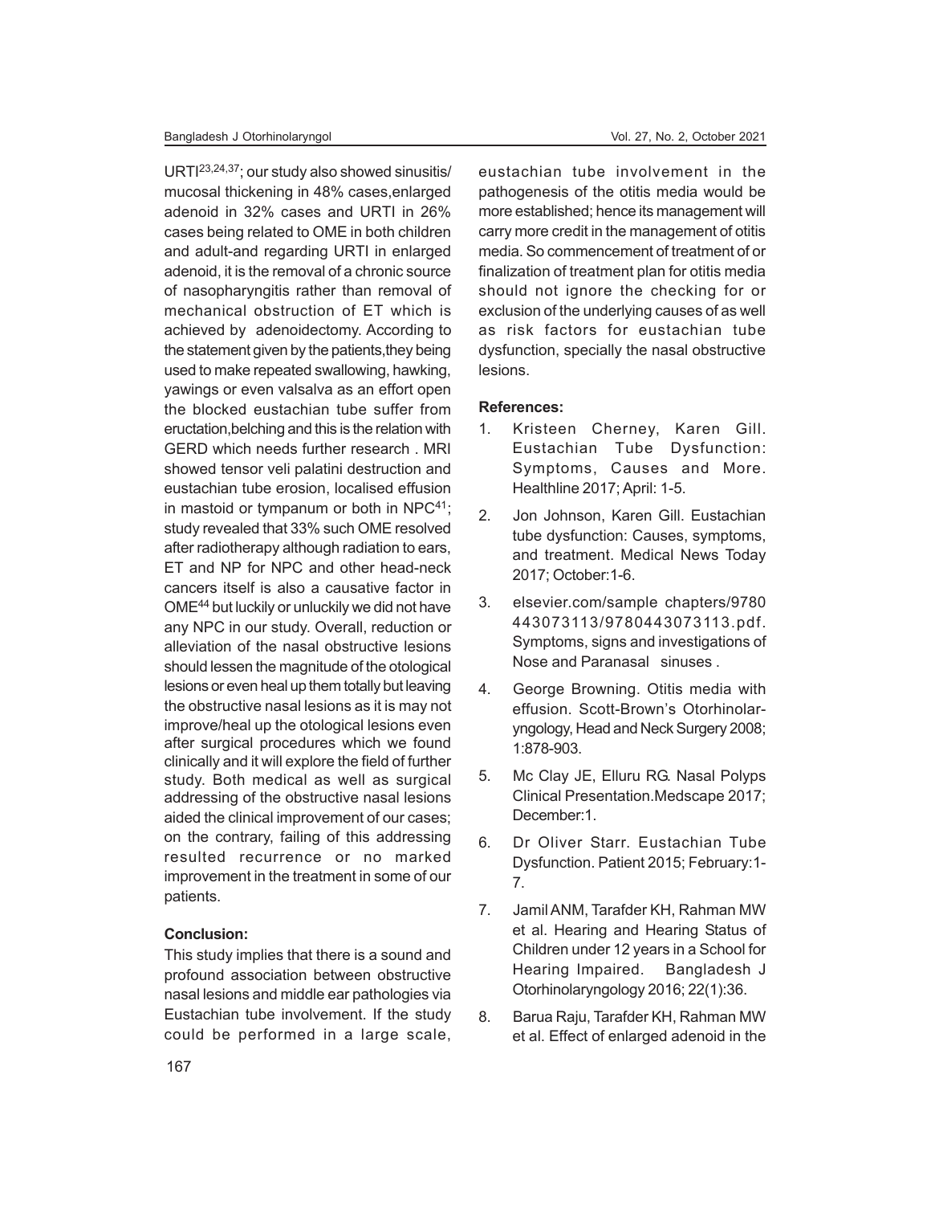URTI[23,24,37]; our study also showed sinusitis/ mucosal thickening in 48% cases,enlarged adenoid in 32% cases and URTI in 26% cases being related to OME in both children and adult-and regarding URTI in enlarged adenoid, it is the removal of a chronic source of nasopharyngitis rather than removal of mechanical obstruction of ET which is achieved by adenoidectomy. According to the statement given by the patients,they being used to make repeated swallowing, hawking, yawings or even valsalva as an effort open the blocked eustachian tube suffer from eructation,belching and this is the relation with GERD which needs further research . MRI showed tensor veli palatini destruction and eustachian tube erosion, localised effusion in mastoid or tympanum or both in NPC[41]; study revealed that 33% such OME resolved after radiotherapy although radiation to ears, ET and NP for NPC and other head-neck cancers itself is also a causative factor in OME[44] but luckily or unluckily we did not have any NPC in our study. Overall, reduction or alleviation of the nasal obstructive lesions should lessen the magnitude of the otological lesions or even heal up them totally but leaving the obstructive nasal lesions as it is may not improve/heal up the otological lesions even after surgical procedures which we found clinically and it will explore the field of further study. Both medical as well as surgical addressing of the obstructive nasal lesions aided the clinical improvement of our cases; on the contrary, failing of this addressing resulted recurrence or no marked improvement in the treatment in some of our patients.

**Conclusion:**

This study implies that there is a sound and profound association between obstructive nasal lesions and middle ear pathologies via Eustachian tube involvement. If the study could be performed in a large scale, eustachian tube involvement in the pathogenesis of the otitis media would be more established; hence its management will carry more credit in the management of otitis media. So commencement of treatment of or finalization of treatment plan for otitis media should not ignore the checking for or exclusion of the underlying causes of as well as risk factors for eustachian tube dysfunction, specially the nasal obstructive lesions.

**References:**

1. Kristeen Cherney, Karen Gill. Eustachian Tube Dysfunction: Symptoms, Causes and More. Healthline 2017; April: 1-5.
2. Jon Johnson, Karen Gill. Eustachian tube dysfunction: Causes, symptoms, and treatment. Medical News Today 2017; October:1-6.
3. elsevier.com/sample chapters/9780443073113/9780443073113.pdf. Symptoms, signs and investigations of Nose and Paranasal sinuses .
4. George Browning. Otitis media with effusion. Scott-Brown's Otorhinolaryngology, Head and Neck Surgery 2008; 1:878-903.
5. Mc Clay JE, Elluru RG. Nasal Polyps Clinical Presentation.Medscape 2017; December:1.
6. Dr Oliver Starr. Eustachian Tube Dysfunction. Patient 2015; February:1-7.
7. Jamil ANM, Tarafder KH, Rahman MW et al. Hearing and Hearing Status of Children under 12 years in a School for Hearing Impaired. Bangladesh J Otorhinolaryngology 2016; 22(1):36.
8. Barua Raju, Tarafder KH, Rahman MW et al. Effect of enlarged adenoid in the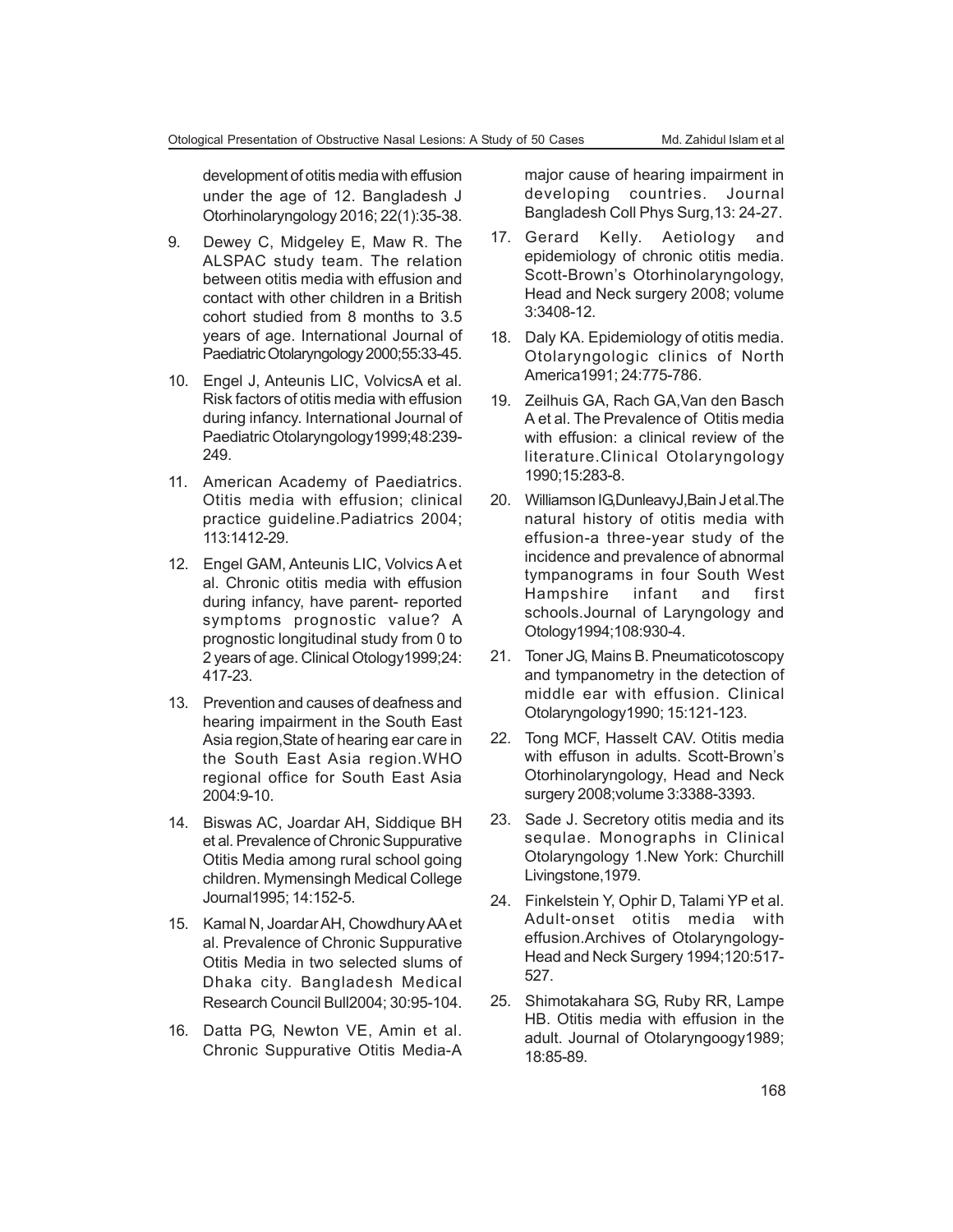development of otitis media with effusion under the age of 12. Bangladesh J Otorhinolaryngology 2016; 22(1):35-38.

9. Dewey C, Midgeley E, Maw R. The ALSPAC study team. The relation between otitis media with effusion and contact with other children in a British cohort studied from 8 months to 3.5 years of age. International Journal of Paediatric Otolaryngology 2000;55:33-45.

10. Engel J, Anteunis LIC, VolvicsA et al. Risk factors of otitis media with effusion during infancy. International Journal of Paediatric Otolaryngology1999;48:239-249.

11. American Academy of Paediatrics. Otitis media with effusion; clinical practice guideline.Padiatrics 2004; 113:1412-29.

12. Engel GAM, Anteunis LIC, Volvics A et al. Chronic otitis media with effusion during infancy, have parent- reported symptoms prognostic value? A prognostic longitudinal study from 0 to 2 years of age. Clinical Otology1999;24: 417-23.

13. Prevention and causes of deafness and hearing impairment in the South East Asia region,State of hearing ear care in the South East Asia region.WHO regional office for South East Asia 2004:9-10.

14. Biswas AC, Joardar AH, Siddique BH et al. Prevalence of Chronic Suppurative Otitis Media among rural school going children. Mymensingh Medical College Journal1995; 14:152-5.

15. Kamal N, Joardar AH, Chowdhury AA et al. Prevalence of Chronic Suppurative Otitis Media in two selected slums of Dhaka city. Bangladesh Medical Research Council Bull2004; 30:95-104.

16. Datta PG, Newton VE, Amin et al. Chronic Suppurative Otitis Media-A major cause of hearing impairment in developing countries. Journal Bangladesh Coll Phys Surg,13: 24-27.

17. Gerard Kelly. Aetiology and epidemiology of chronic otitis media. Scott-Brown's Otorhinolaryngology, Head and Neck surgery 2008; volume 3:3408-12.

18. Daly KA. Epidemiology of otitis media. Otolaryngologic clinics of North America1991; 24:775-786.

19. Zeilhuis GA, Rach GA,Van den Basch A et al. The Prevalence of Otitis media with effusion: a clinical review of the literature.Clinical Otolaryngology 1990;15:283-8.

20. Williamson IG,DunleavyJ,Bain J et al.The natural history of otitis media with effusion-a three-year study of the incidence and prevalence of abnormal tympanograms in four South West Hampshire infant and first schools.Journal of Laryngology and Otology1994;108:930-4.

21. Toner JG, Mains B. Pneumaticotoscopy and tympanometry in the detection of middle ear with effusion. Clinical Otolaryngology1990; 15:121-123.

22. Tong MCF, Hasselt CAV. Otitis media with effuson in adults. Scott-Brown's Otorhinolaryngology, Head and Neck surgery 2008;volume 3:3388-3393.

23. Sade J. Secretory otitis media and its sequlae. Monographs in Clinical Otolaryngology 1.New York: Churchill Livingstone,1979.

24. Finkelstein Y, Ophir D, Talami YP et al. Adult-onset otitis media with effusion.Archives of Otolaryngology-Head and Neck Surgery 1994;120:517-527.

25. Shimotakahara SG, Ruby RR, Lampe HB. Otitis media with effusion in the adult. Journal of Otolaryngoogy1989; 18:85-89.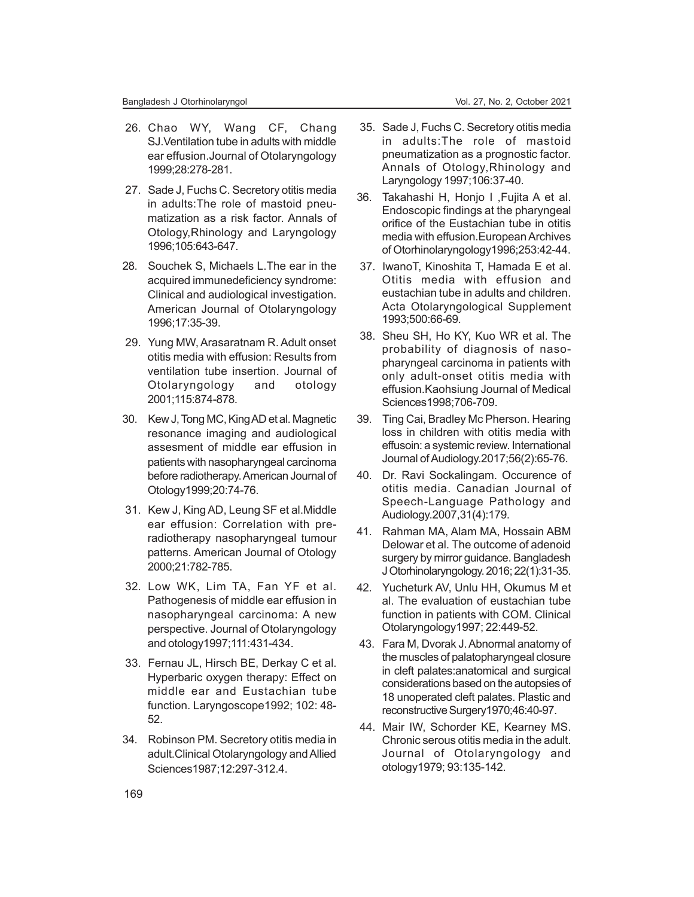26. Chao WY, Wang CF, Chang SJ.Ventilation tube in adults with middle ear effusion.Journal of Otolaryngology 1999;28:278-281.
27. Sade J, Fuchs C. Secretory otitis media in adults:The role of mastoid pneumatization as a risk factor. Annals of Otology,Rhinology and Laryngology 1996;105:643-647.
28. Souchek S, Michaels L.The ear in the acquired immunedeficiency syndrome: Clinical and audiological investigation. American Journal of Otolaryngology 1996;17:35-39.
29. Yung MW, Arasaratnam R. Adult onset otitis media with effusion: Results from ventilation tube insertion. Journal of Otolaryngology and otology 2001;115:874-878.
30. Kew J, Tong MC, King AD et al. Magnetic resonance imaging and audiological assesment of middle ear effusion in patients with nasopharyngeal carcinoma before radiotherapy. American Journal of Otology1999;20:74-76.
31. Kew J, King AD, Leung SF et al.Middle ear effusion: Correlation with pre-radiotherapy nasopharyngeal tumour patterns. American Journal of Otology 2000;21:782-785.
32. Low WK, Lim TA, Fan YF et al. Pathogenesis of middle ear effusion in nasopharyngeal carcinoma: A new perspective. Journal of Otolaryngology and otology1997;111:431-434.
33. Fernau JL, Hirsch BE, Derkay C et al. Hyperbaric oxygen therapy: Effect on middle ear and Eustachian tube function. Laryngoscope1992; 102: 48-52.
34. Robinson PM. Secretory otitis media in adult.Clinical Otolaryngology and Allied Sciences1987;12:297-312.4.
35. Sade J, Fuchs C. Secretory otitis media in adults:The role of mastoid pneumatization as a prognostic factor. Annals of Otology,Rhinology and Laryngology 1997;106:37-40.
36. Takahashi H, Honjo I ,Fujita A et al. Endoscopic findings at the pharyngeal orifice of the Eustachian tube in otitis media with effusion.European Archives of Otorhinolaryngology1996;253:42-44.
37. IwanoT, Kinoshita T, Hamada E et al. Otitis media with effusion and eustachian tube in adults and children. Acta Otolaryngological Supplement 1993;500:66-69.
38. Sheu SH, Ho KY, Kuo WR et al. The probability of diagnosis of naso-pharyngeal carcinoma in patients with only adult-onset otitis media with effusion.Kaohsiung Journal of Medical Sciences1998;706-709.
39. Ting Cai, Bradley Mc Pherson. Hearing loss in children with otitis media with effusoin: a systemic review. International Journal of Audiology.2017;56(2):65-76.
40. Dr. Ravi Sockalingam. Occurence of otitis media. Canadian Journal of Speech-Language Pathology and Audiology.2007,31(4):179.
41. Rahman MA, Alam MA, Hossain ABM Delowar et al. The outcome of adenoid surgery by mirror guidance. Bangladesh J Otorhinolaryngology. 2016; 22(1):31-35.
42. Yucheturk AV, Unlu HH, Okumus M et al. The evaluation of eustachian tube function in patients with COM. Clinical Otolaryngology1997; 22:449-52.
43. Fara M, Dvorak J. Abnormal anatomy of the muscles of palatopharyngeal closure in cleft palates:anatomical and surgical considerations based on the autopsies of 18 unoperated cleft palates. Plastic and reconstructive Surgery1970;46:40-97.
44. Mair IW, Schorder KE, Kearney MS. Chronic serous otitis media in the adult. Journal of Otolaryngology and otology1979; 93:135-142.